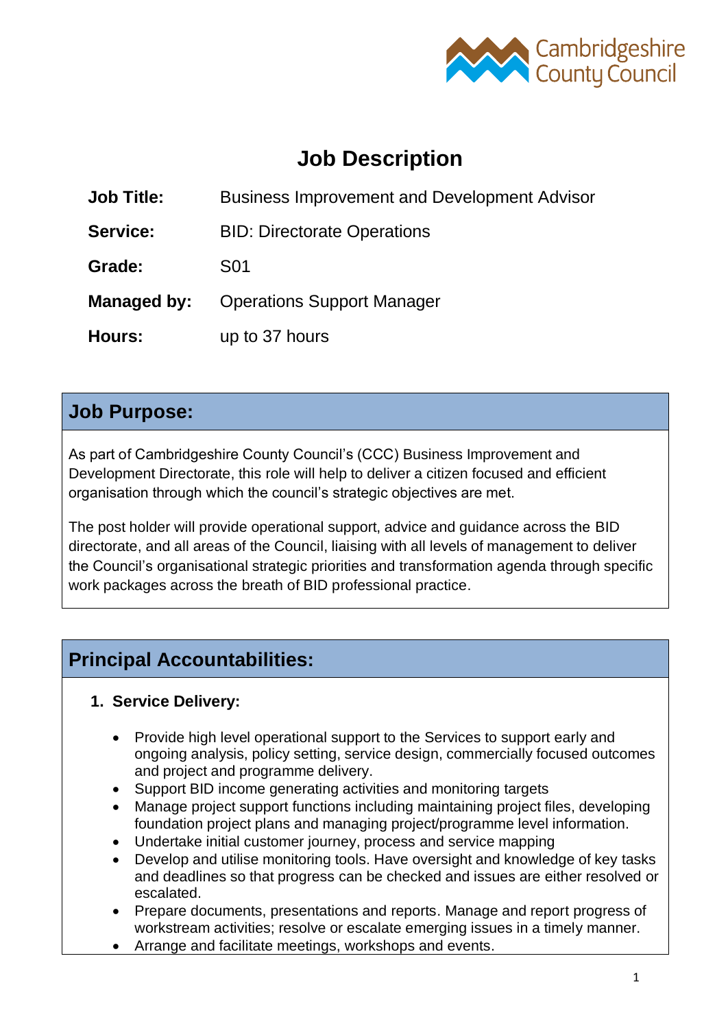Cambridgeshire County Council

# Job Description

| | |
|---|---|
| **Job Title:** | Business Improvement and Development Advisor |
| **Service:** | BID: Directorate Operations |
| **Grade:** | S01 |
| **Managed by:** | Operations Support Manager |
| **Hours:** | up to 37 hours |

## Job Purpose:

As part of Cambridgeshire County Council's (CCC) Business Improvement and Development Directorate, this role will help to deliver a citizen focused and efficient organisation through which the council's strategic objectives are met.

The post holder will provide operational support, advice and guidance across the BID directorate, and all areas of the Council, liaising with all levels of management to deliver the Council's organisational strategic priorities and transformation agenda through specific work packages across the breath of BID professional practice.

## Principal Accountabilities:

1. **Service Delivery:**

   - Provide high level operational support to the Services to support early and ongoing analysis, policy setting, service design, commercially focused outcomes and project and programme delivery.
   - Support BID income generating activities and monitoring targets
   - Manage project support functions including maintaining project files, developing foundation project plans and managing project/programme level information.
   - Undertake initial customer journey, process and service mapping
   - Develop and utilise monitoring tools. Have oversight and knowledge of key tasks and deadlines so that progress can be checked and issues are either resolved or escalated.
   - Prepare documents, presentations and reports. Manage and report progress of workstream activities; resolve or escalate emerging issues in a timely manner.
   - Arrange and facilitate meetings, workshops and events.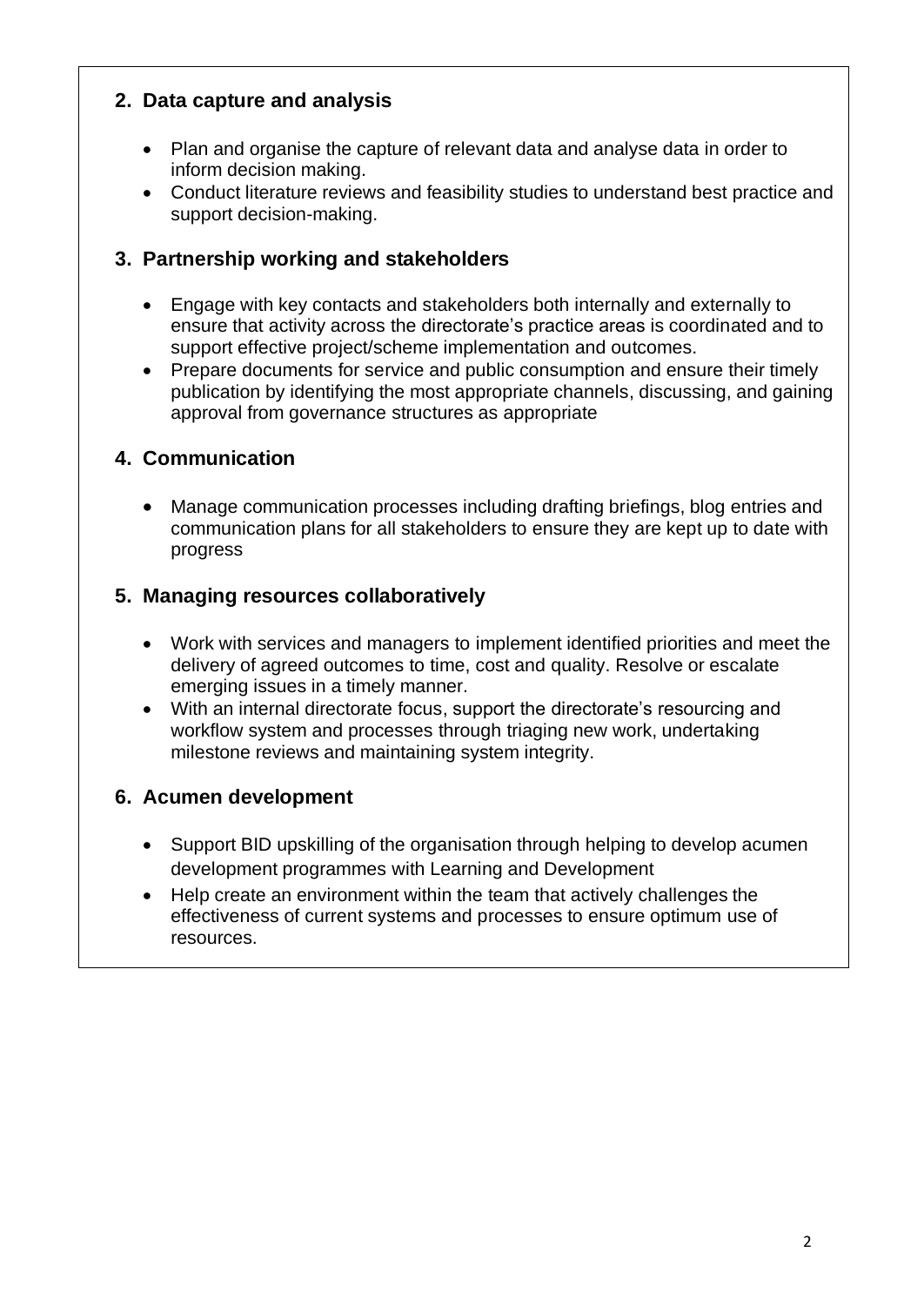## 2. Data capture and analysis

- Plan and organise the capture of relevant data and analyse data in order to inform decision making.
- Conduct literature reviews and feasibility studies to understand best practice and support decision-making.

## 3. Partnership working and stakeholders

- Engage with key contacts and stakeholders both internally and externally to ensure that activity across the directorate's practice areas is coordinated and to support effective project/scheme implementation and outcomes.
- Prepare documents for service and public consumption and ensure their timely publication by identifying the most appropriate channels, discussing, and gaining approval from governance structures as appropriate

## 4. Communication

- Manage communication processes including drafting briefings, blog entries and communication plans for all stakeholders to ensure they are kept up to date with progress

## 5. Managing resources collaboratively

- Work with services and managers to implement identified priorities and meet the delivery of agreed outcomes to time, cost and quality. Resolve or escalate emerging issues in a timely manner.
- With an internal directorate focus, support the directorate's resourcing and workflow system and processes through triaging new work, undertaking milestone reviews and maintaining system integrity.

## 6. Acumen development

- Support BID upskilling of the organisation through helping to develop acumen development programmes with Learning and Development
- Help create an environment within the team that actively challenges the effectiveness of current systems and processes to ensure optimum use of resources.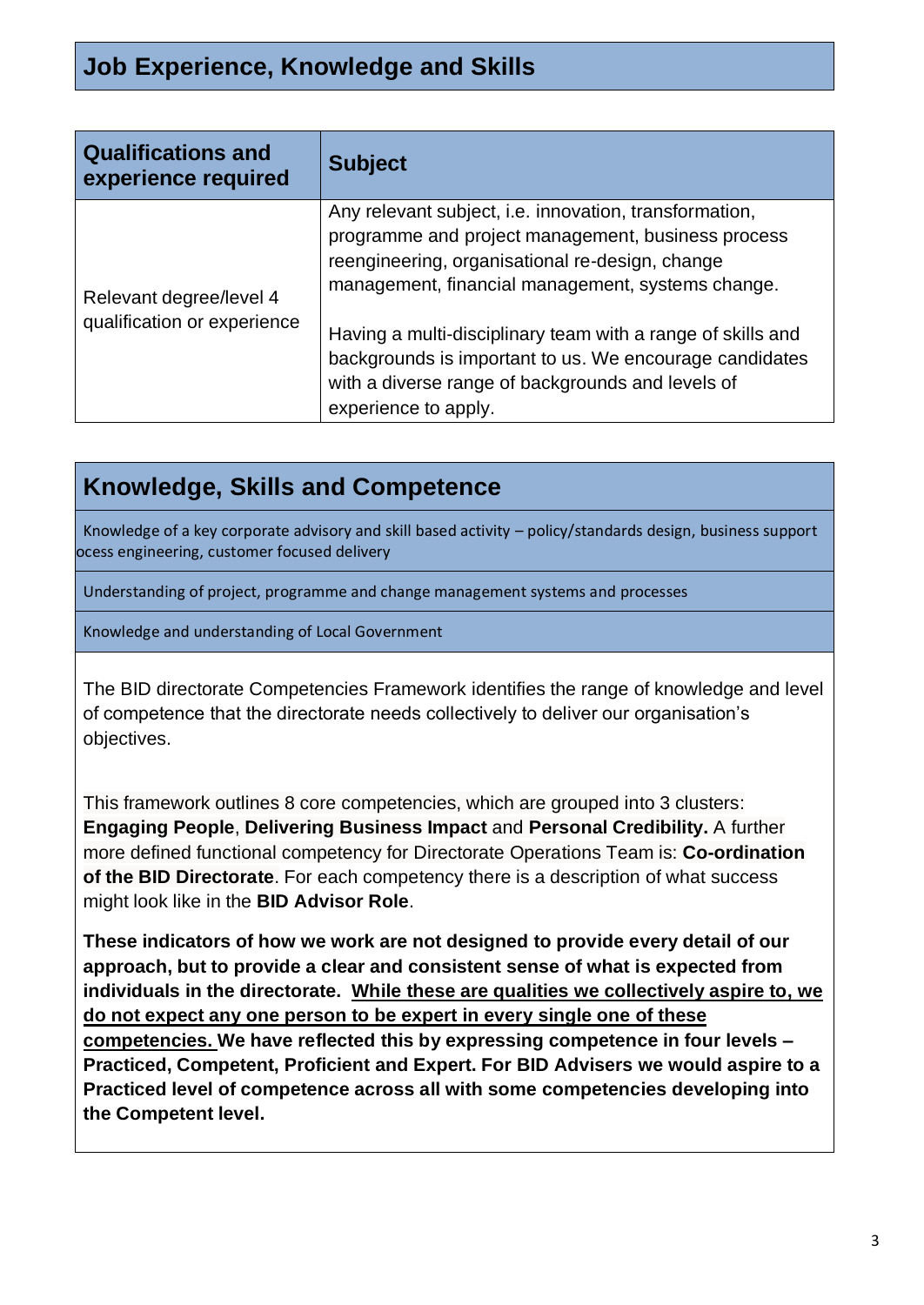## Job Experience, Knowledge and Skills

| Qualifications and experience required | Subject |
| --- | --- |
| Relevant degree/level 4 qualification or experience | Any relevant subject, i.e. innovation, transformation, programme and project management, business process reengineering, organisational re-design, change management, financial management, systems change.<br><br>Having a multi-disciplinary team with a range of skills and backgrounds is important to us. We encourage candidates with a diverse range of backgrounds and levels of experience to apply. |

## Knowledge, Skills and Competence

Knowledge of a key corporate advisory and skill based activity – policy/standards design, business support ocess engineering, customer focused delivery

Understanding of project, programme and change management systems and processes

Knowledge and understanding of Local Government

The BID directorate Competencies Framework identifies the range of knowledge and level of competence that the directorate needs collectively to deliver our organisation's objectives.

This framework outlines 8 core competencies, which are grouped into 3 clusters: **Engaging People**, **Delivering Business Impact** and **Personal Credibility.** A further more defined functional competency for Directorate Operations Team is: **Co-ordination of the BID Directorate**. For each competency there is a description of what success might look like in the **BID Advisor Role**.

**These indicators of how we work are not designed to provide every detail of our approach, but to provide a clear and consistent sense of what is expected from individuals in the directorate. <u>While these are qualities we collectively aspire to, we do not expect any one person to be expert in every single one of these competencies.</u> We have reflected this by expressing competence in four levels – Practiced, Competent, Proficient and Expert. For BID Advisers we would aspire to a Practiced level of competence across all with some competencies developing into the Competent level.**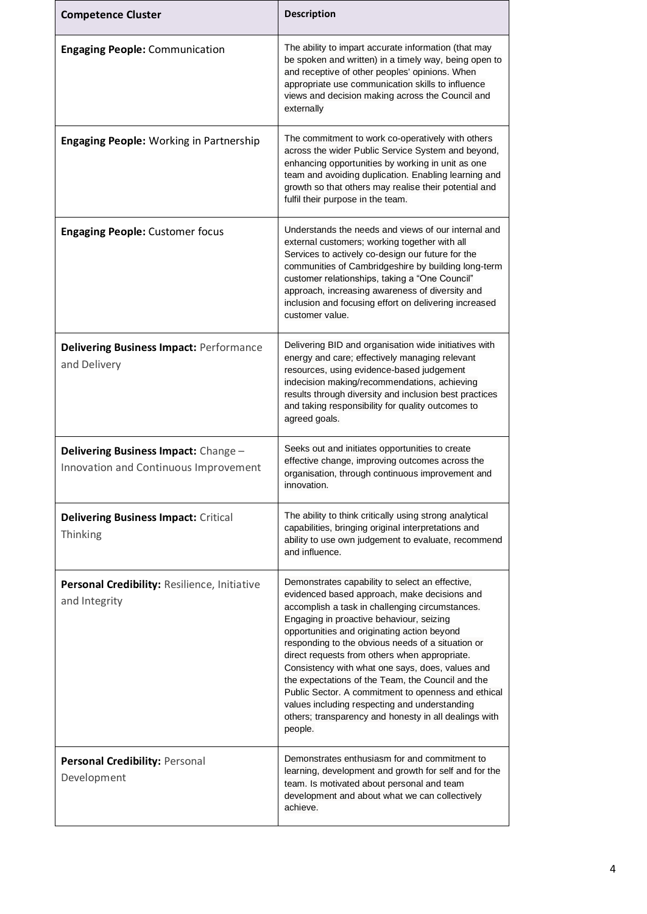| Competence Cluster | Description |
|---|---|
| **Engaging People:** Communication | The ability to impart accurate information (that may be spoken and written) in a timely way, being open to and receptive of other peoples' opinions. When appropriate use communication skills to influence views and decision making across the Council and externally |
| **Engaging People:** Working in Partnership | The commitment to work co-operatively with others across the wider Public Service System and beyond, enhancing opportunities by working in unit as one team and avoiding duplication. Enabling learning and growth so that others may realise their potential and fulfil their purpose in the team. |
| **Engaging People:** Customer focus | Understands the needs and views of our internal and external customers; working together with all Services to actively co-design our future for the communities of Cambridgeshire by building long-term customer relationships, taking a "One Council" approach, increasing awareness of diversity and inclusion and focusing effort on delivering increased customer value. |
| **Delivering Business Impact:** Performance and Delivery | Delivering BID and organisation wide initiatives with energy and care; effectively managing relevant resources, using evidence-based judgement indecision making/recommendations, achieving results through diversity and inclusion best practices and taking responsibility for quality outcomes to agreed goals. |
| **Delivering Business Impact:** Change – Innovation and Continuous Improvement | Seeks out and initiates opportunities to create effective change, improving outcomes across the organisation, through continuous improvement and innovation. |
| **Delivering Business Impact:** Critical Thinking | The ability to think critically using strong analytical capabilities, bringing original interpretations and ability to use own judgement to evaluate, recommend and influence. |
| **Personal Credibility:** Resilience, Initiative and Integrity | Demonstrates capability to select an effective, evidenced based approach, make decisions and accomplish a task in challenging circumstances. Engaging in proactive behaviour, seizing opportunities and originating action beyond responding to the obvious needs of a situation or direct requests from others when appropriate. Consistency with what one says, does, values and the expectations of the Team, the Council and the Public Sector. A commitment to openness and ethical values including respecting and understanding others; transparency and honesty in all dealings with people. |
| **Personal Credibility:** Personal Development | Demonstrates enthusiasm for and commitment to learning, development and growth for self and for the team. Is motivated about personal and team development and about what we can collectively achieve. |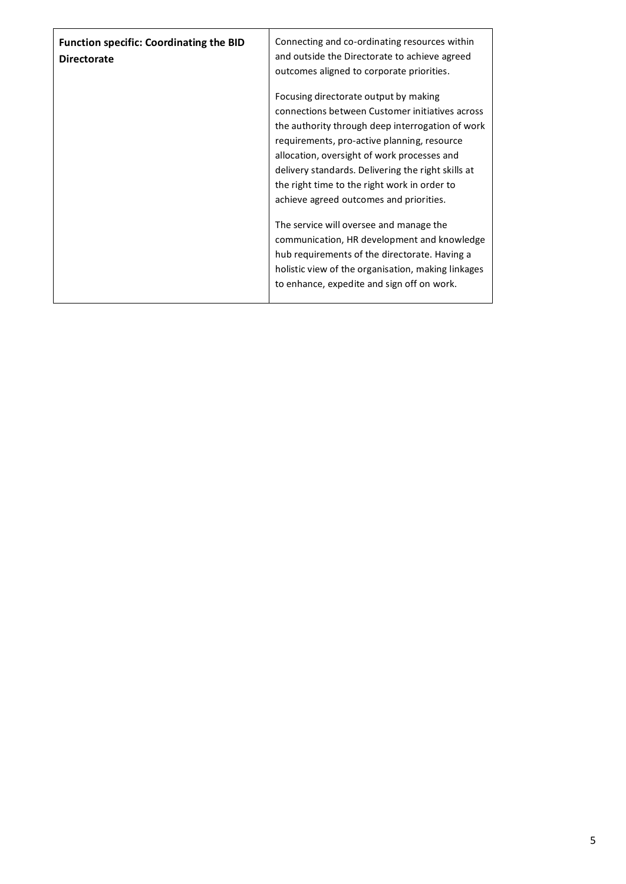| | |
|---|---|
| **Function specific: Coordinating the BID Directorate** | Connecting and co-ordinating resources within and outside the Directorate to achieve agreed outcomes aligned to corporate priorities.<br><br>Focusing directorate output by making connections between Customer initiatives across the authority through deep interrogation of work requirements, pro-active planning, resource allocation, oversight of work processes and delivery standards. Delivering the right skills at the right time to the right work in order to achieve agreed outcomes and priorities.<br><br>The service will oversee and manage the communication, HR development and knowledge hub requirements of the directorate. Having a holistic view of the organisation, making linkages to enhance, expedite and sign off on work. |